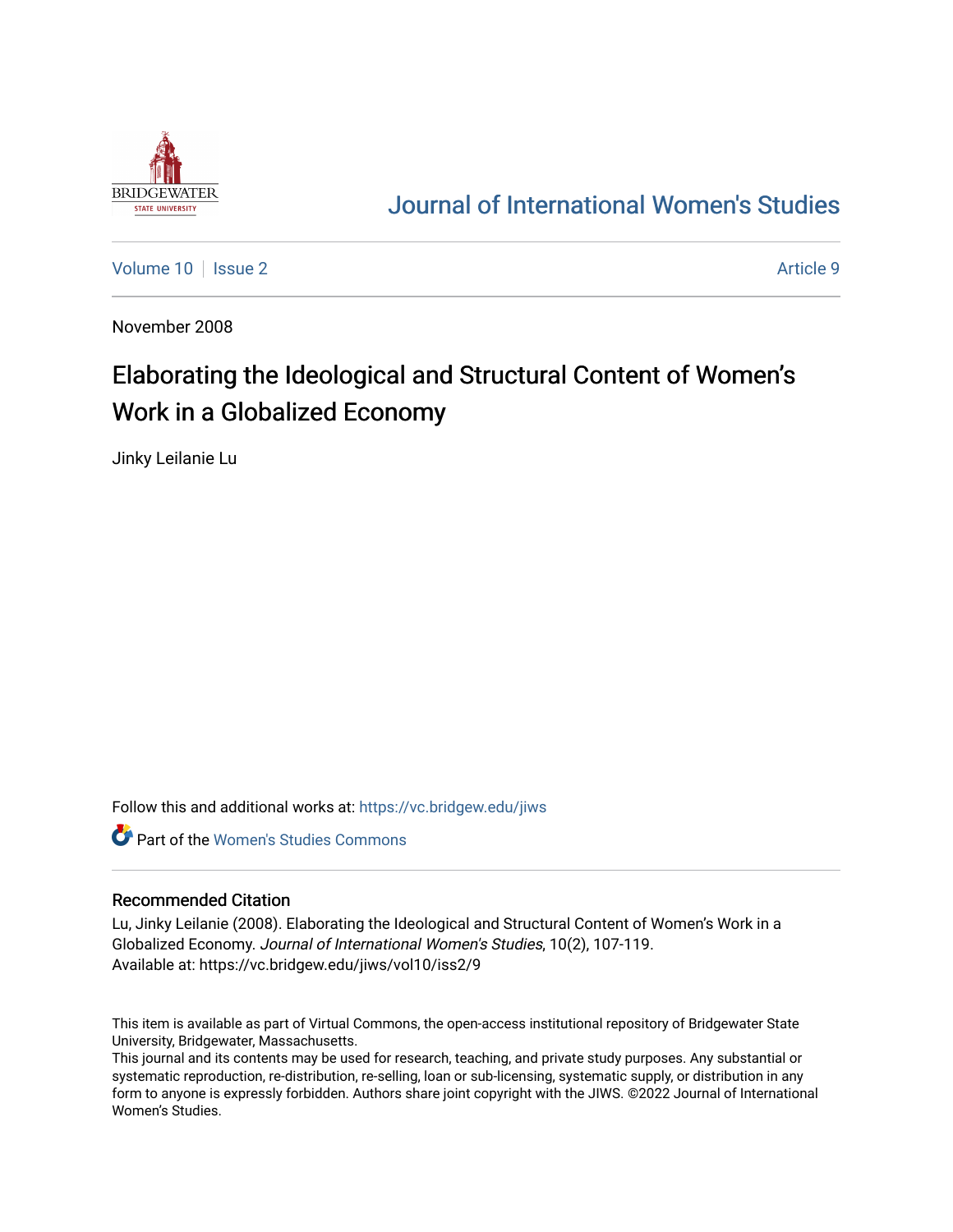# Journal of International Women's Studies

Volume 10 | Issue 2 | Article 9

November 2008

## Elaborating the Ideological and Structural Content of Women's Work in a Globalized Economy

Jinky Leilanie Lu

Follow this and additional works at: https://vc.bridgew.edu/jiws

Part of the Women's Studies Commons

### Recommended Citation

Lu, Jinky Leilanie (2008). Elaborating the Ideological and Structural Content of Women's Work in a Globalized Economy. *Journal of International Women's Studies*, 10(2), 107-119.
Available at: https://vc.bridgew.edu/jiws/vol10/iss2/9

This item is available as part of Virtual Commons, the open-access institutional repository of Bridgewater State University, Bridgewater, Massachusetts.
This journal and its contents may be used for research, teaching, and private study purposes. Any substantial or systematic reproduction, re-distribution, re-selling, loan or sub-licensing, systematic supply, or distribution in any form to anyone is expressly forbidden. Authors share joint copyright with the JIWS. ©2022 Journal of International Women's Studies.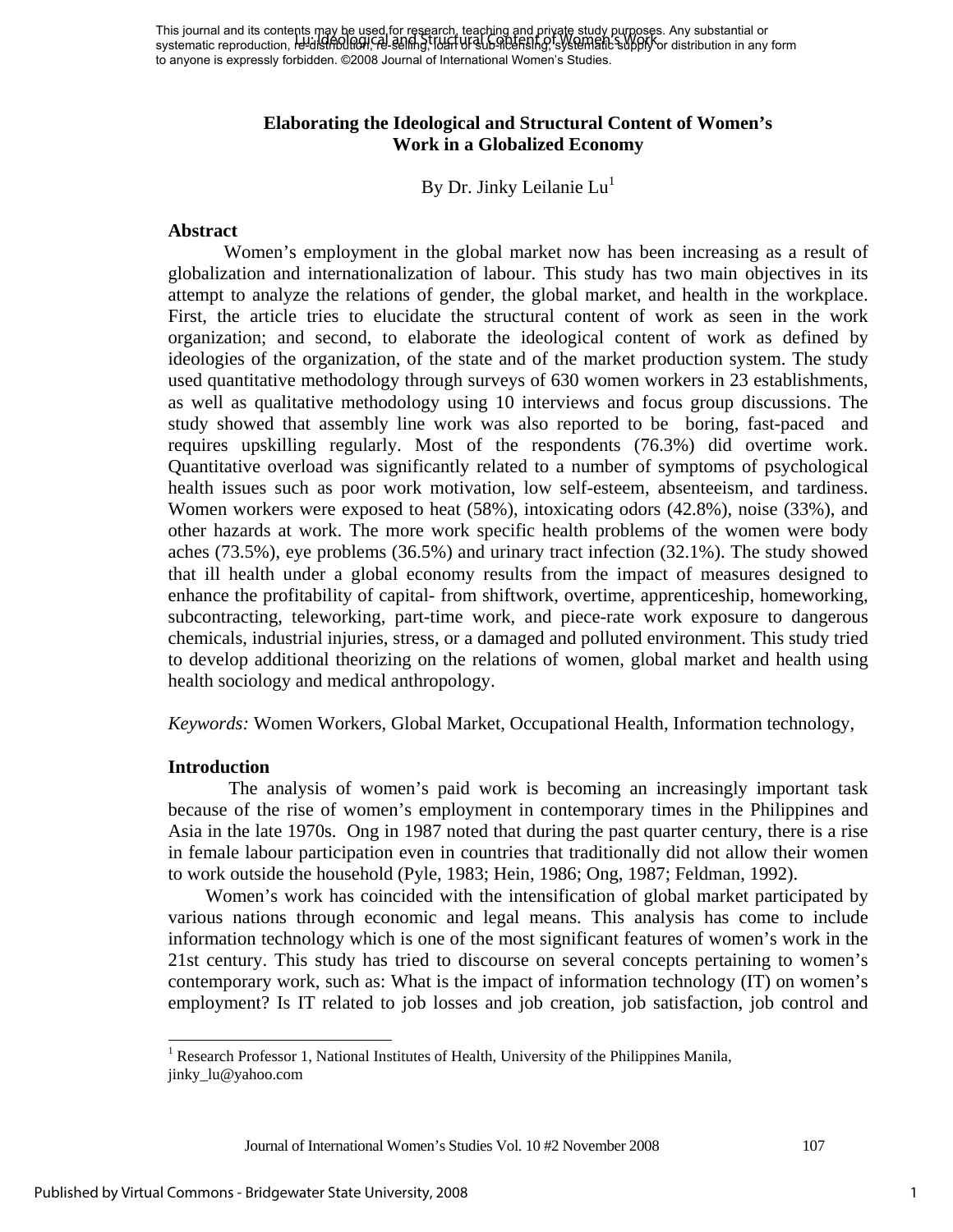# Elaborating the Ideological and Structural Content of Women's Work in a Globalized Economy

By Dr. Jinky Leilanie Lu[1]

## Abstract

Women's employment in the global market now has been increasing as a result of globalization and internationalization of labour. This study has two main objectives in its attempt to analyze the relations of gender, the global market, and health in the workplace. First, the article tries to elucidate the structural content of work as seen in the work organization; and second, to elaborate the ideological content of work as defined by ideologies of the organization, of the state and of the market production system. The study used quantitative methodology through surveys of 630 women workers in 23 establishments, as well as qualitative methodology using 10 interviews and focus group discussions. The study showed that assembly line work was also reported to be boring, fast-paced and requires upskilling regularly. Most of the respondents (76.3%) did overtime work. Quantitative overload was significantly related to a number of symptoms of psychological health issues such as poor work motivation, low self-esteem, absenteeism, and tardiness. Women workers were exposed to heat (58%), intoxicating odors (42.8%), noise (33%), and other hazards at work. The more work specific health problems of the women were body aches (73.5%), eye problems (36.5%) and urinary tract infection (32.1%). The study showed that ill health under a global economy results from the impact of measures designed to enhance the profitability of capital- from shiftwork, overtime, apprenticeship, homeworking, subcontracting, teleworking, part-time work, and piece-rate work exposure to dangerous chemicals, industrial injuries, stress, or a damaged and polluted environment. This study tried to develop additional theorizing on the relations of women, global market and health using health sociology and medical anthropology.

*Keywords:* Women Workers, Global Market, Occupational Health, Information technology,

## Introduction

The analysis of women's paid work is becoming an increasingly important task because of the rise of women's employment in contemporary times in the Philippines and Asia in the late 1970s. Ong in 1987 noted that during the past quarter century, there is a rise in female labour participation even in countries that traditionally did not allow their women to work outside the household (Pyle, 1983; Hein, 1986; Ong, 1987; Feldman, 1992).

Women's work has coincided with the intensification of global market participated by various nations through economic and legal means. This analysis has come to include information technology which is one of the most significant features of women's work in the 21st century. This study has tried to discourse on several concepts pertaining to women's contemporary work, such as: What is the impact of information technology (IT) on women's employment? Is IT related to job losses and job creation, job satisfaction, job control and

[1] Research Professor 1, National Institutes of Health, University of the Philippines Manila, jinky_lu@yahoo.com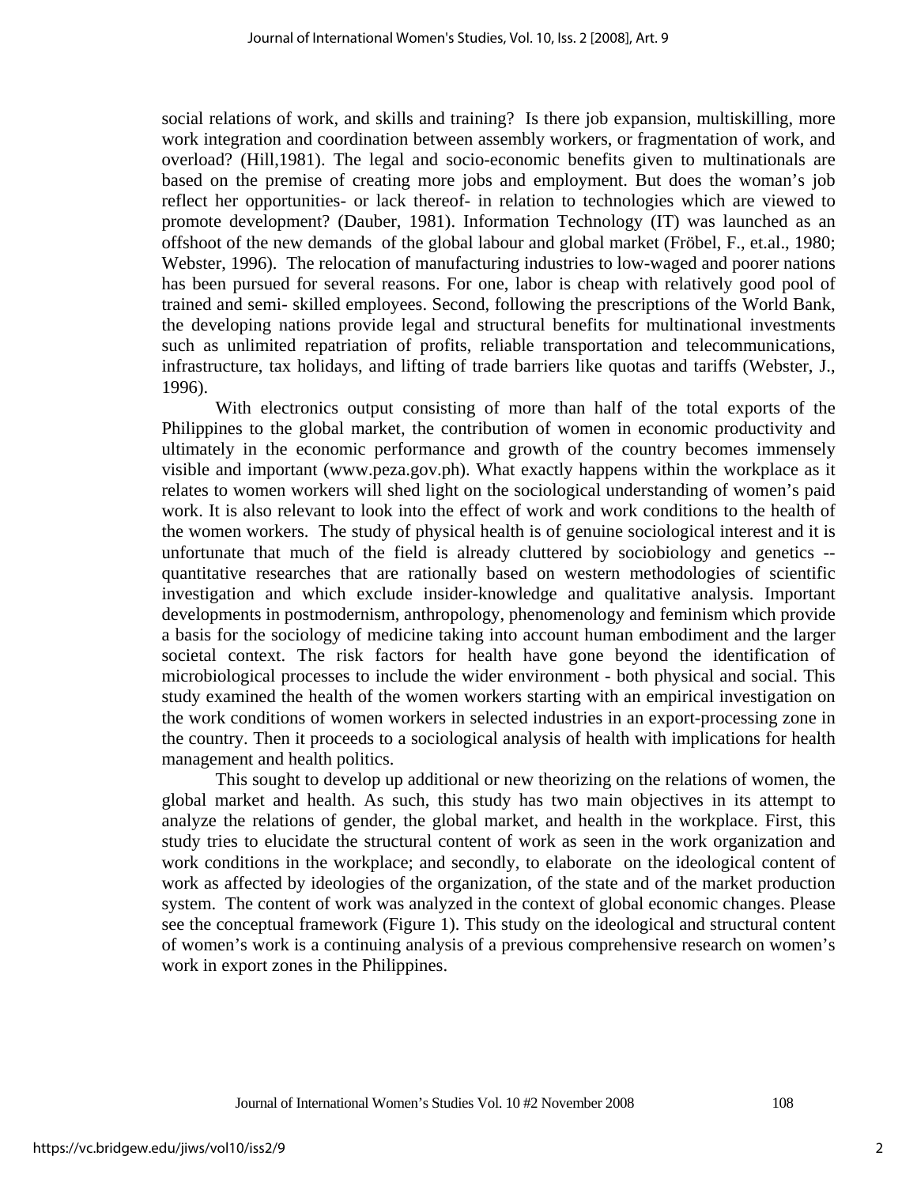social relations of work, and skills and training? Is there job expansion, multiskilling, more work integration and coordination between assembly workers, or fragmentation of work, and overload? (Hill,1981). The legal and socio-economic benefits given to multinationals are based on the premise of creating more jobs and employment. But does the woman's job reflect her opportunities- or lack thereof- in relation to technologies which are viewed to promote development? (Dauber, 1981). Information Technology (IT) was launched as an offshoot of the new demands of the global labour and global market (Fröbel, F., et.al., 1980; Webster, 1996). The relocation of manufacturing industries to low-waged and poorer nations has been pursued for several reasons. For one, labor is cheap with relatively good pool of trained and semi- skilled employees. Second, following the prescriptions of the World Bank, the developing nations provide legal and structural benefits for multinational investments such as unlimited repatriation of profits, reliable transportation and telecommunications, infrastructure, tax holidays, and lifting of trade barriers like quotas and tariffs (Webster, J., 1996).

With electronics output consisting of more than half of the total exports of the Philippines to the global market, the contribution of women in economic productivity and ultimately in the economic performance and growth of the country becomes immensely visible and important (www.peza.gov.ph). What exactly happens within the workplace as it relates to women workers will shed light on the sociological understanding of women's paid work. It is also relevant to look into the effect of work and work conditions to the health of the women workers. The study of physical health is of genuine sociological interest and it is unfortunate that much of the field is already cluttered by sociobiology and genetics -- quantitative researches that are rationally based on western methodologies of scientific investigation and which exclude insider-knowledge and qualitative analysis. Important developments in postmodernism, anthropology, phenomenology and feminism which provide a basis for the sociology of medicine taking into account human embodiment and the larger societal context. The risk factors for health have gone beyond the identification of microbiological processes to include the wider environment - both physical and social. This study examined the health of the women workers starting with an empirical investigation on the work conditions of women workers in selected industries in an export-processing zone in the country. Then it proceeds to a sociological analysis of health with implications for health management and health politics.

This sought to develop up additional or new theorizing on the relations of women, the global market and health. As such, this study has two main objectives in its attempt to analyze the relations of gender, the global market, and health in the workplace. First, this study tries to elucidate the structural content of work as seen in the work organization and work conditions in the workplace; and secondly, to elaborate on the ideological content of work as affected by ideologies of the organization, of the state and of the market production system. The content of work was analyzed in the context of global economic changes. Please see the conceptual framework (Figure 1). This study on the ideological and structural content of women's work is a continuing analysis of a previous comprehensive research on women's work in export zones in the Philippines.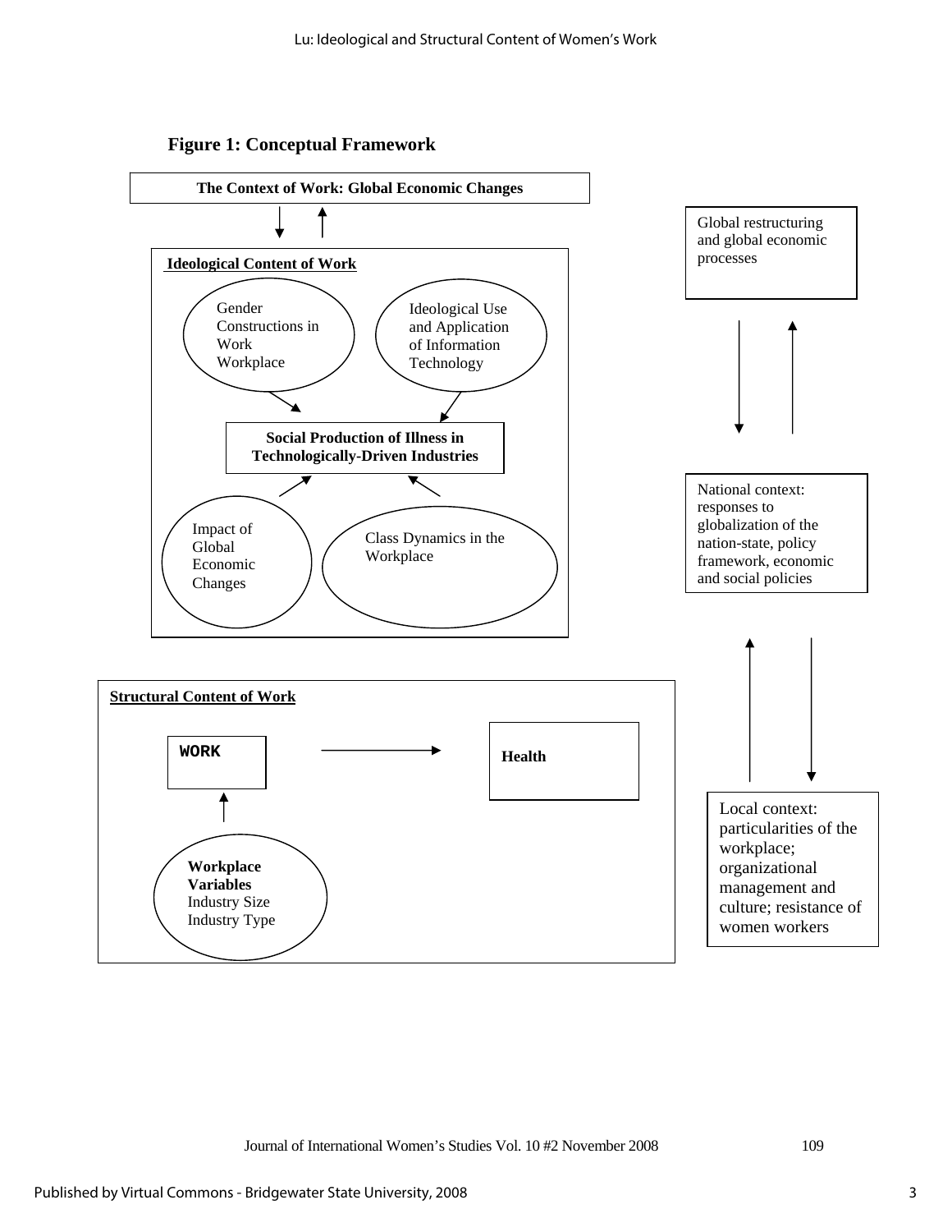**Figure 1: Conceptual Framework**

**The Context of Work: Global Economic Changes**

**Ideological Content of Work**

Gender Constructions in Work Workplace

Ideological Use and Application of Information Technology

**Social Production of Illness in Technologically-Driven Industries**

Impact of Global Economic Changes

Class Dynamics in the Workplace

Global restructuring and global economic processes

National context: responses to globalization of the nation-state, policy framework, economic and social policies

Local context: particularities of the workplace; organizational management and culture; resistance of women workers

**Structural Content of Work**

**WORK**

**Health**

**Workplace Variables**
Industry Size
Industry Type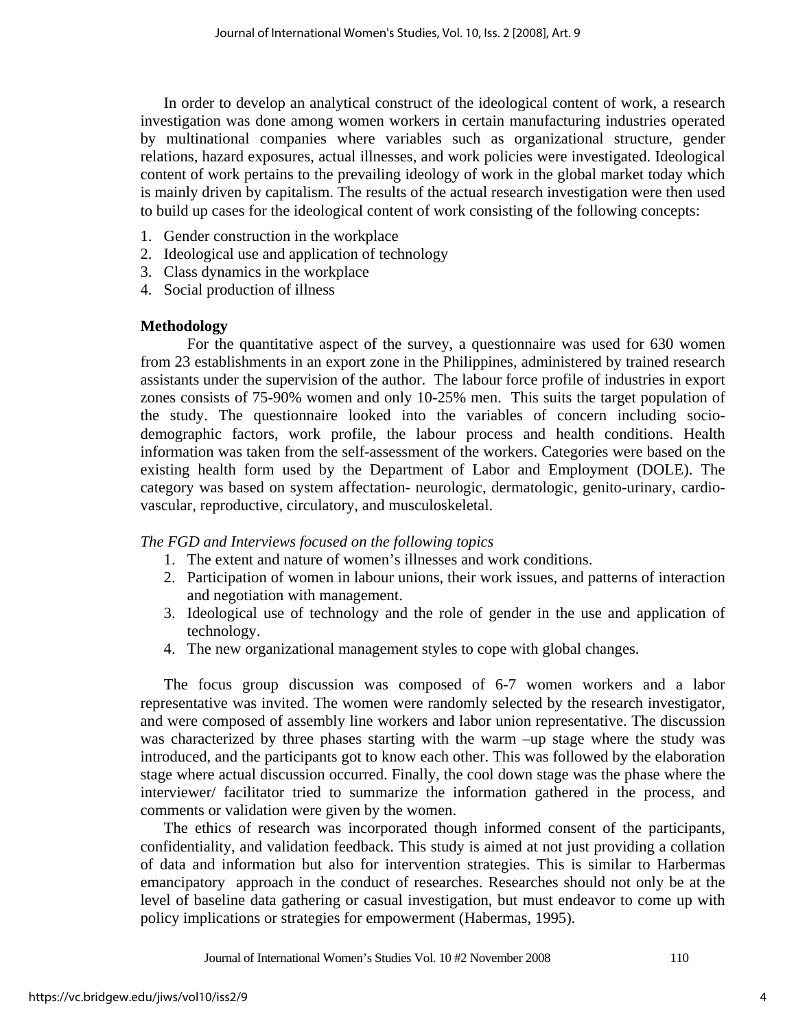In order to develop an analytical construct of the ideological content of work, a research investigation was done among women workers in certain manufacturing industries operated by multinational companies where variables such as organizational structure, gender relations, hazard exposures, actual illnesses, and work policies were investigated. Ideological content of work pertains to the prevailing ideology of work in the global market today which is mainly driven by capitalism. The results of the actual research investigation were then used to build up cases for the ideological content of work consisting of the following concepts:

1. Gender construction in the workplace
2. Ideological use and application of technology
3. Class dynamics in the workplace
4. Social production of illness

**Methodology**

For the quantitative aspect of the survey, a questionnaire was used for 630 women from 23 establishments in an export zone in the Philippines, administered by trained research assistants under the supervision of the author. The labour force profile of industries in export zones consists of 75-90% women and only 10-25% men. This suits the target population of the study. The questionnaire looked into the variables of concern including socio-demographic factors, work profile, the labour process and health conditions. Health information was taken from the self-assessment of the workers. Categories were based on the existing health form used by the Department of Labor and Employment (DOLE). The category was based on system affectation- neurologic, dermatologic, genito-urinary, cardio-vascular, reproductive, circulatory, and musculoskeletal.

*The FGD and Interviews focused on the following topics*

1. The extent and nature of women's illnesses and work conditions.
2. Participation of women in labour unions, their work issues, and patterns of interaction and negotiation with management.
3. Ideological use of technology and the role of gender in the use and application of technology.
4. The new organizational management styles to cope with global changes.

The focus group discussion was composed of 6-7 women workers and a labor representative was invited. The women were randomly selected by the research investigator, and were composed of assembly line workers and labor union representative. The discussion was characterized by three phases starting with the warm –up stage where the study was introduced, and the participants got to know each other. This was followed by the elaboration stage where actual discussion occurred. Finally, the cool down stage was the phase where the interviewer/ facilitator tried to summarize the information gathered in the process, and comments or validation were given by the women.

The ethics of research was incorporated though informed consent of the participants, confidentiality, and validation feedback. This study is aimed at not just providing a collation of data and information but also for intervention strategies. This is similar to Harbermas emancipatory approach in the conduct of researches. Researches should not only be at the level of baseline data gathering or casual investigation, but must endeavor to come up with policy implications or strategies for empowerment (Habermas, 1995).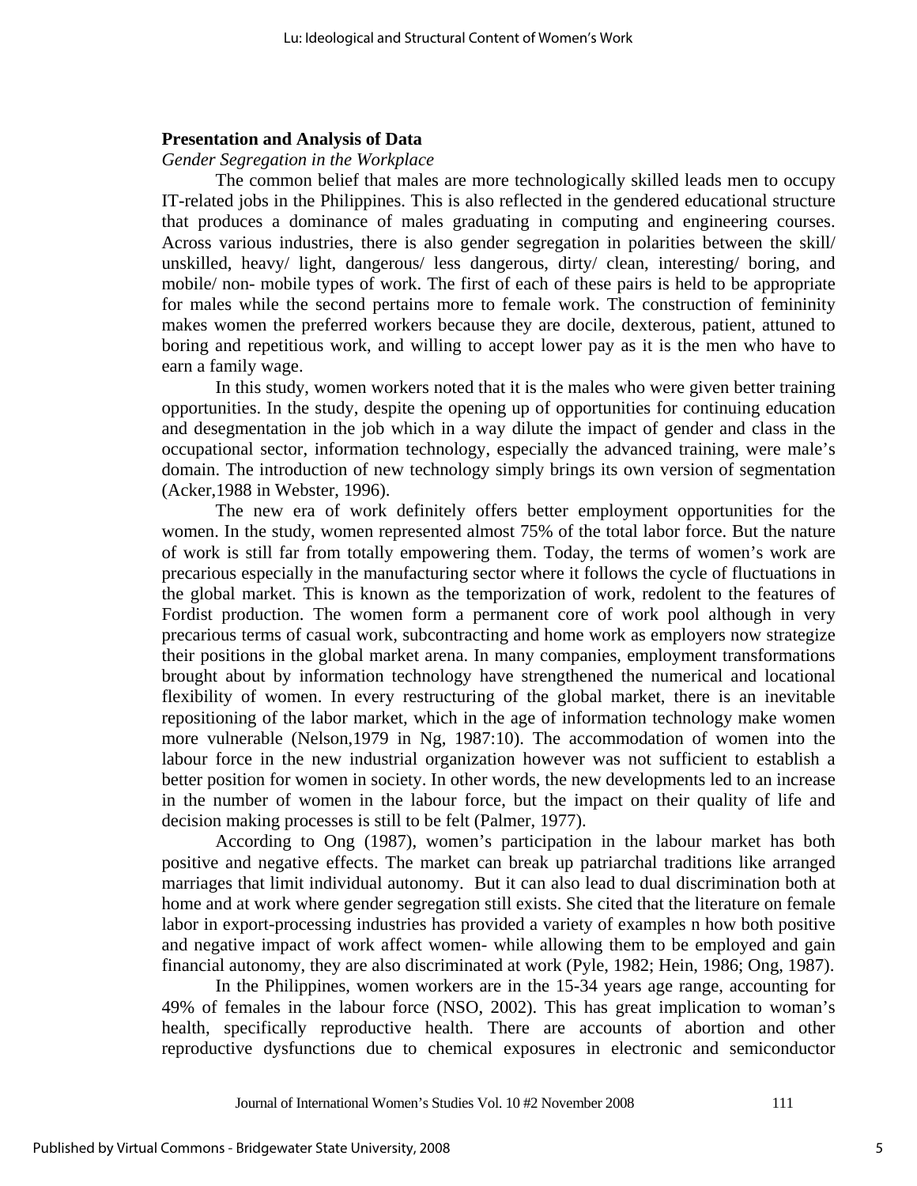**Presentation and Analysis of Data**

*Gender Segregation in the Workplace*

The common belief that males are more technologically skilled leads men to occupy IT-related jobs in the Philippines. This is also reflected in the gendered educational structure that produces a dominance of males graduating in computing and engineering courses. Across various industries, there is also gender segregation in polarities between the skill/ unskilled, heavy/ light, dangerous/ less dangerous, dirty/ clean, interesting/ boring, and mobile/ non- mobile types of work. The first of each of these pairs is held to be appropriate for males while the second pertains more to female work. The construction of femininity makes women the preferred workers because they are docile, dexterous, patient, attuned to boring and repetitious work, and willing to accept lower pay as it is the men who have to earn a family wage.

In this study, women workers noted that it is the males who were given better training opportunities. In the study, despite the opening up of opportunities for continuing education and desegmentation in the job which in a way dilute the impact of gender and class in the occupational sector, information technology, especially the advanced training, were male's domain. The introduction of new technology simply brings its own version of segmentation (Acker,1988 in Webster, 1996).

The new era of work definitely offers better employment opportunities for the women. In the study, women represented almost 75% of the total labor force. But the nature of work is still far from totally empowering them. Today, the terms of women's work are precarious especially in the manufacturing sector where it follows the cycle of fluctuations in the global market. This is known as the temporization of work, redolent to the features of Fordist production. The women form a permanent core of work pool although in very precarious terms of casual work, subcontracting and home work as employers now strategize their positions in the global market arena. In many companies, employment transformations brought about by information technology have strengthened the numerical and locational flexibility of women. In every restructuring of the global market, there is an inevitable repositioning of the labor market, which in the age of information technology make women more vulnerable (Nelson,1979 in Ng, 1987:10). The accommodation of women into the labour force in the new industrial organization however was not sufficient to establish a better position for women in society. In other words, the new developments led to an increase in the number of women in the labour force, but the impact on their quality of life and decision making processes is still to be felt (Palmer, 1977).

According to Ong (1987), women's participation in the labour market has both positive and negative effects. The market can break up patriarchal traditions like arranged marriages that limit individual autonomy. But it can also lead to dual discrimination both at home and at work where gender segregation still exists. She cited that the literature on female labor in export-processing industries has provided a variety of examples n how both positive and negative impact of work affect women- while allowing them to be employed and gain financial autonomy, they are also discriminated at work (Pyle, 1982; Hein, 1986; Ong, 1987).

In the Philippines, women workers are in the 15-34 years age range, accounting for 49% of females in the labour force (NSO, 2002). This has great implication to woman's health, specifically reproductive health. There are accounts of abortion and other reproductive dysfunctions due to chemical exposures in electronic and semiconductor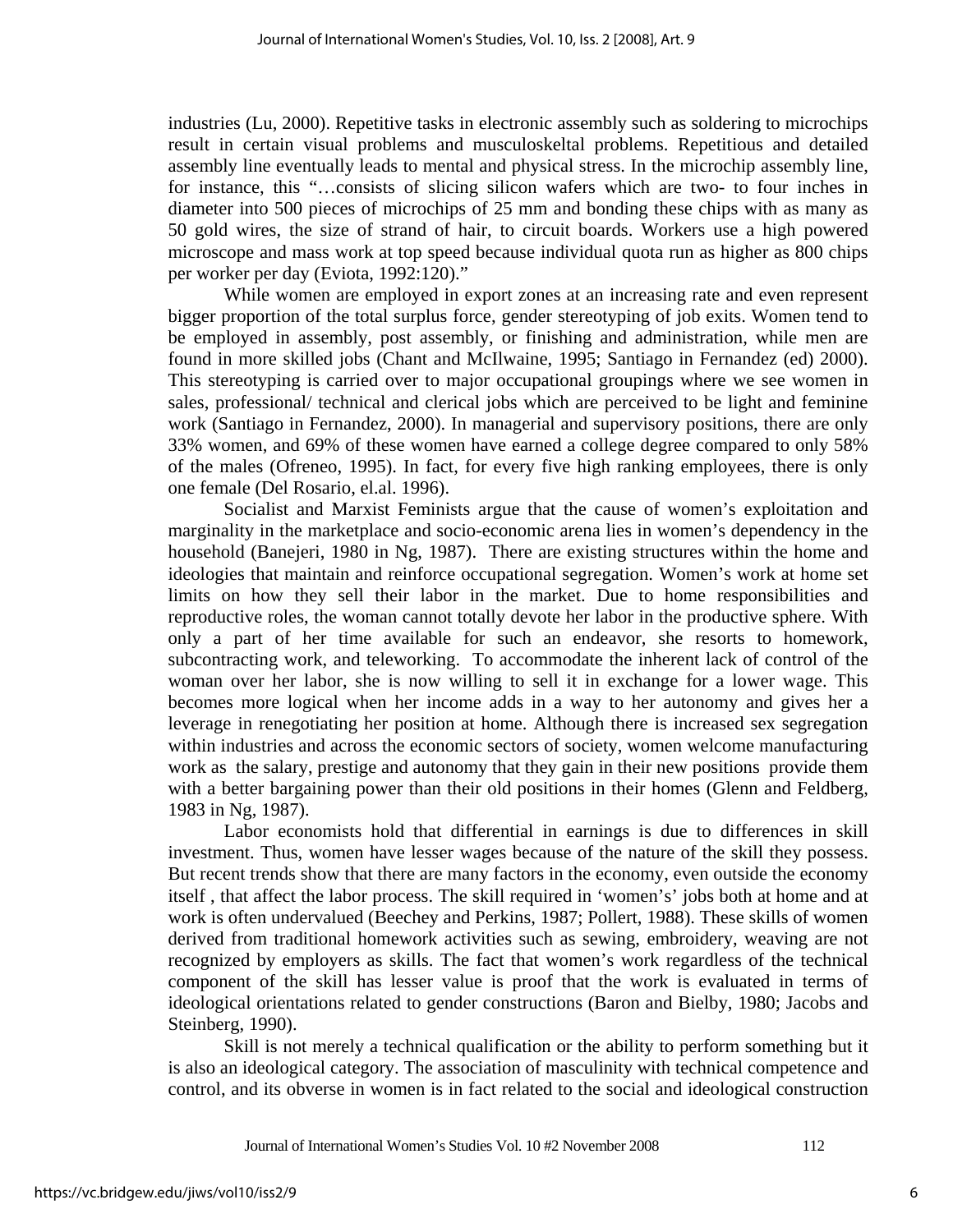industries (Lu, 2000). Repetitive tasks in electronic assembly such as soldering to microchips result in certain visual problems and musculoskeltal problems. Repetitious and detailed assembly line eventually leads to mental and physical stress. In the microchip assembly line, for instance, this "…consists of slicing silicon wafers which are two- to four inches in diameter into 500 pieces of microchips of 25 mm and bonding these chips with as many as 50 gold wires, the size of strand of hair, to circuit boards. Workers use a high powered microscope and mass work at top speed because individual quota run as higher as 800 chips per worker per day (Eviota, 1992:120)."

While women are employed in export zones at an increasing rate and even represent bigger proportion of the total surplus force, gender stereotyping of job exits. Women tend to be employed in assembly, post assembly, or finishing and administration, while men are found in more skilled jobs (Chant and McIlwaine, 1995; Santiago in Fernandez (ed) 2000). This stereotyping is carried over to major occupational groupings where we see women in sales, professional/ technical and clerical jobs which are perceived to be light and feminine work (Santiago in Fernandez, 2000). In managerial and supervisory positions, there are only 33% women, and 69% of these women have earned a college degree compared to only 58% of the males (Ofreneo, 1995). In fact, for every five high ranking employees, there is only one female (Del Rosario, el.al. 1996).

Socialist and Marxist Feminists argue that the cause of women's exploitation and marginality in the marketplace and socio-economic arena lies in women's dependency in the household (Banejeri, 1980 in Ng, 1987). There are existing structures within the home and ideologies that maintain and reinforce occupational segregation. Women's work at home set limits on how they sell their labor in the market. Due to home responsibilities and reproductive roles, the woman cannot totally devote her labor in the productive sphere. With only a part of her time available for such an endeavor, she resorts to homework, subcontracting work, and teleworking. To accommodate the inherent lack of control of the woman over her labor, she is now willing to sell it in exchange for a lower wage. This becomes more logical when her income adds in a way to her autonomy and gives her a leverage in renegotiating her position at home. Although there is increased sex segregation within industries and across the economic sectors of society, women welcome manufacturing work as the salary, prestige and autonomy that they gain in their new positions provide them with a better bargaining power than their old positions in their homes (Glenn and Feldberg, 1983 in Ng, 1987).

Labor economists hold that differential in earnings is due to differences in skill investment. Thus, women have lesser wages because of the nature of the skill they possess. But recent trends show that there are many factors in the economy, even outside the economy itself , that affect the labor process. The skill required in 'women's' jobs both at home and at work is often undervalued (Beechey and Perkins, 1987; Pollert, 1988). These skills of women derived from traditional homework activities such as sewing, embroidery, weaving are not recognized by employers as skills. The fact that women's work regardless of the technical component of the skill has lesser value is proof that the work is evaluated in terms of ideological orientations related to gender constructions (Baron and Bielby, 1980; Jacobs and Steinberg, 1990).

Skill is not merely a technical qualification or the ability to perform something but it is also an ideological category. The association of masculinity with technical competence and control, and its obverse in women is in fact related to the social and ideological construction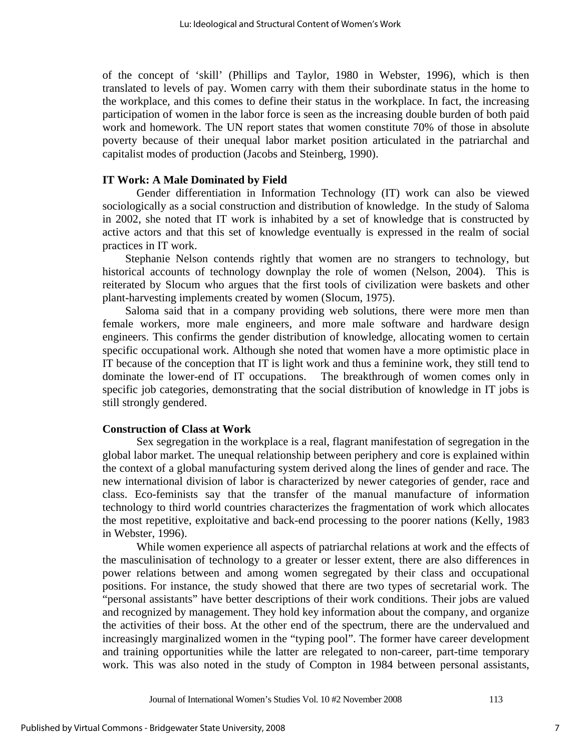of the concept of 'skill' (Phillips and Taylor, 1980 in Webster, 1996), which is then translated to levels of pay. Women carry with them their subordinate status in the home to the workplace, and this comes to define their status in the workplace. In fact, the increasing participation of women in the labor force is seen as the increasing double burden of both paid work and homework. The UN report states that women constitute 70% of those in absolute poverty because of their unequal labor market position articulated in the patriarchal and capitalist modes of production (Jacobs and Steinberg, 1990).

### IT Work: A Male Dominated by Field

Gender differentiation in Information Technology (IT) work can also be viewed sociologically as a social construction and distribution of knowledge. In the study of Saloma in 2002, she noted that IT work is inhabited by a set of knowledge that is constructed by active actors and that this set of knowledge eventually is expressed in the realm of social practices in IT work.

Stephanie Nelson contends rightly that women are no strangers to technology, but historical accounts of technology downplay the role of women (Nelson, 2004). This is reiterated by Slocum who argues that the first tools of civilization were baskets and other plant-harvesting implements created by women (Slocum, 1975).

Saloma said that in a company providing web solutions, there were more men than female workers, more male engineers, and more male software and hardware design engineers. This confirms the gender distribution of knowledge, allocating women to certain specific occupational work. Although she noted that women have a more optimistic place in IT because of the conception that IT is light work and thus a feminine work, they still tend to dominate the lower-end of IT occupations. The breakthrough of women comes only in specific job categories, demonstrating that the social distribution of knowledge in IT jobs is still strongly gendered.

### Construction of Class at Work

Sex segregation in the workplace is a real, flagrant manifestation of segregation in the global labor market. The unequal relationship between periphery and core is explained within the context of a global manufacturing system derived along the lines of gender and race. The new international division of labor is characterized by newer categories of gender, race and class. Eco-feminists say that the transfer of the manual manufacture of information technology to third world countries characterizes the fragmentation of work which allocates the most repetitive, exploitative and back-end processing to the poorer nations (Kelly, 1983 in Webster, 1996).

While women experience all aspects of patriarchal relations at work and the effects of the masculinisation of technology to a greater or lesser extent, there are also differences in power relations between and among women segregated by their class and occupational positions. For instance, the study showed that there are two types of secretarial work. The "personal assistants" have better descriptions of their work conditions. Their jobs are valued and recognized by management. They hold key information about the company, and organize the activities of their boss. At the other end of the spectrum, there are the undervalued and increasingly marginalized women in the "typing pool". The former have career development and training opportunities while the latter are relegated to non-career, part-time temporary work. This was also noted in the study of Compton in 1984 between personal assistants,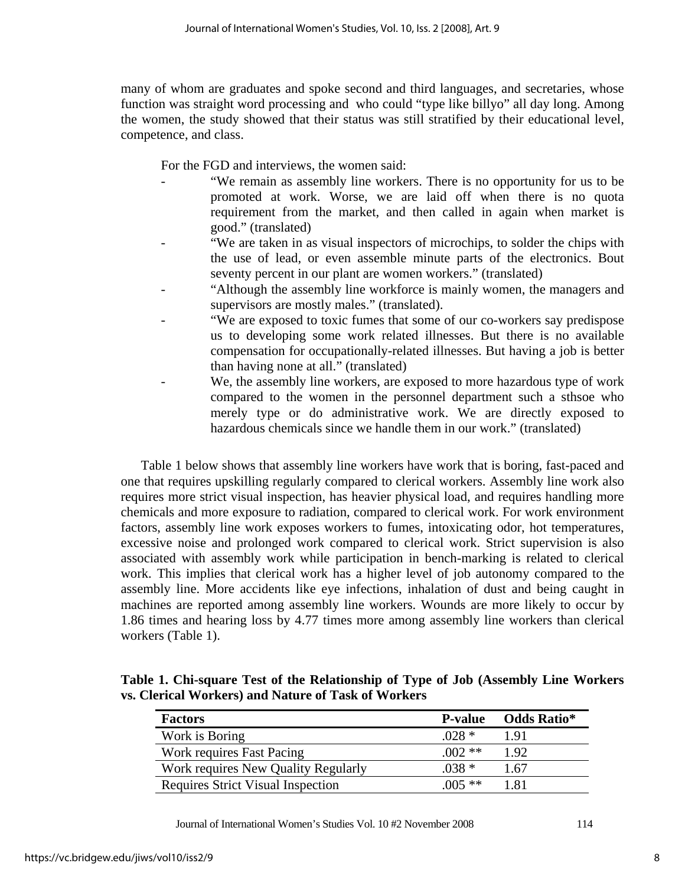many of whom are graduates and spoke second and third languages, and secretaries, whose function was straight word processing and who could "type like billyo" all day long. Among the women, the study showed that their status was still stratified by their educational level, competence, and class.

For the FGD and interviews, the women said:

- "We remain as assembly line workers. There is no opportunity for us to be promoted at work. Worse, we are laid off when there is no quota requirement from the market, and then called in again when market is good." (translated)
- "We are taken in as visual inspectors of microchips, to solder the chips with the use of lead, or even assemble minute parts of the electronics. Bout seventy percent in our plant are women workers." (translated)
- "Although the assembly line workforce is mainly women, the managers and supervisors are mostly males." (translated).
- "We are exposed to toxic fumes that some of our co-workers say predispose us to developing some work related illnesses. But there is no available compensation for occupationally-related illnesses. But having a job is better than having none at all." (translated)
- We, the assembly line workers, are exposed to more hazardous type of work compared to the women in the personnel department such a sthsoe who merely type or do administrative work. We are directly exposed to hazardous chemicals since we handle them in our work." (translated)

Table 1 below shows that assembly line workers have work that is boring, fast-paced and one that requires upskilling regularly compared to clerical workers. Assembly line work also requires more strict visual inspection, has heavier physical load, and requires handling more chemicals and more exposure to radiation, compared to clerical work. For work environment factors, assembly line work exposes workers to fumes, intoxicating odor, hot temperatures, excessive noise and prolonged work compared to clerical work. Strict supervision is also associated with assembly work while participation in bench-marking is related to clerical work. This implies that clerical work has a higher level of job autonomy compared to the assembly line. More accidents like eye infections, inhalation of dust and being caught in machines are reported among assembly line workers. Wounds are more likely to occur by 1.86 times and hearing loss by 4.77 times more among assembly line workers than clerical workers (Table 1).

**Table 1. Chi-square Test of the Relationship of Type of Job (Assembly Line Workers vs. Clerical Workers) and Nature of Task of Workers**

| Factors | P-value | Odds Ratio* |
|---|---|---|
| Work is Boring | .028 * | 1.91 |
| Work requires Fast Pacing | .002 ** | 1.92 |
| Work requires New Quality Regularly | .038 * | 1.67 |
| Requires Strict Visual Inspection | .005 ** | 1.81 |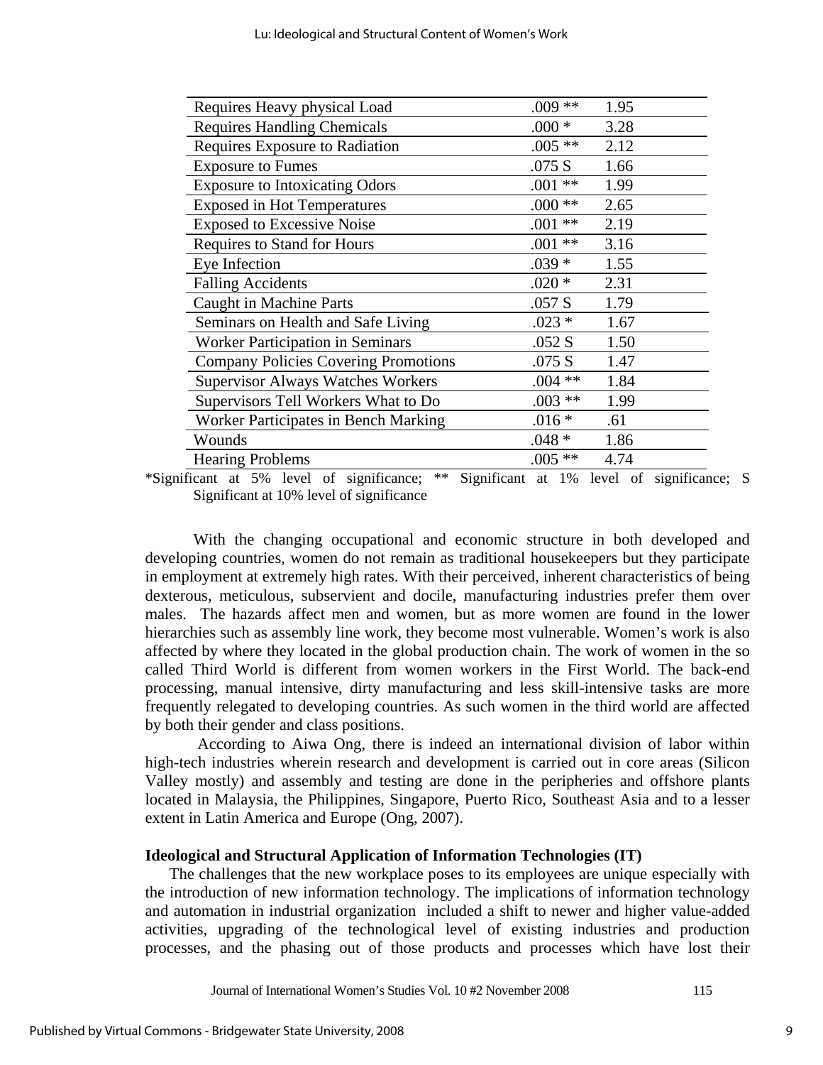| | | |
|---|---|---|
| Requires Heavy physical Load | .009 ** | 1.95 |
| Requires Handling Chemicals | .000 * | 3.28 |
| Requires Exposure to Radiation | .005 ** | 2.12 |
| Exposure to Fumes | .075 S | 1.66 |
| Exposure to Intoxicating Odors | .001 ** | 1.99 |
| Exposed in Hot Temperatures | .000 ** | 2.65 |
| Exposed to Excessive Noise | .001 ** | 2.19 |
| Requires to Stand for Hours | .001 ** | 3.16 |
| Eye Infection | .039 * | 1.55 |
| Falling Accidents | .020 * | 2.31 |
| Caught in Machine Parts | .057 S | 1.79 |
| Seminars on Health and Safe Living | .023 * | 1.67 |
| Worker Participation in Seminars | .052 S | 1.50 |
| Company Policies Covering Promotions | .075 S | 1.47 |
| Supervisor Always Watches Workers | .004 ** | 1.84 |
| Supervisors Tell Workers What to Do | .003 ** | 1.99 |
| Worker Participates in Bench Marking | .016 * | .61 |
| Wounds | .048 * | 1.86 |
| Hearing Problems | .005 ** | 4.74 |

*Significant at 5% level of significance; ** Significant at 1% level of significance; S Significant at 10% level of significance

With the changing occupational and economic structure in both developed and developing countries, women do not remain as traditional housekeepers but they participate in employment at extremely high rates. With their perceived, inherent characteristics of being dexterous, meticulous, subservient and docile, manufacturing industries prefer them over males. The hazards affect men and women, but as more women are found in the lower hierarchies such as assembly line work, they become most vulnerable. Women's work is also affected by where they located in the global production chain. The work of women in the so called Third World is different from women workers in the First World. The back-end processing, manual intensive, dirty manufacturing and less skill-intensive tasks are more frequently relegated to developing countries. As such women in the third world are affected by both their gender and class positions.

According to Aiwa Ong, there is indeed an international division of labor within high-tech industries wherein research and development is carried out in core areas (Silicon Valley mostly) and assembly and testing are done in the peripheries and offshore plants located in Malaysia, the Philippines, Singapore, Puerto Rico, Southeast Asia and to a lesser extent in Latin America and Europe (Ong, 2007).

**Ideological and Structural Application of Information Technologies (IT)**

The challenges that the new workplace poses to its employees are unique especially with the introduction of new information technology. The implications of information technology and automation in industrial organization included a shift to newer and higher value-added activities, upgrading of the technological level of existing industries and production processes, and the phasing out of those products and processes which have lost their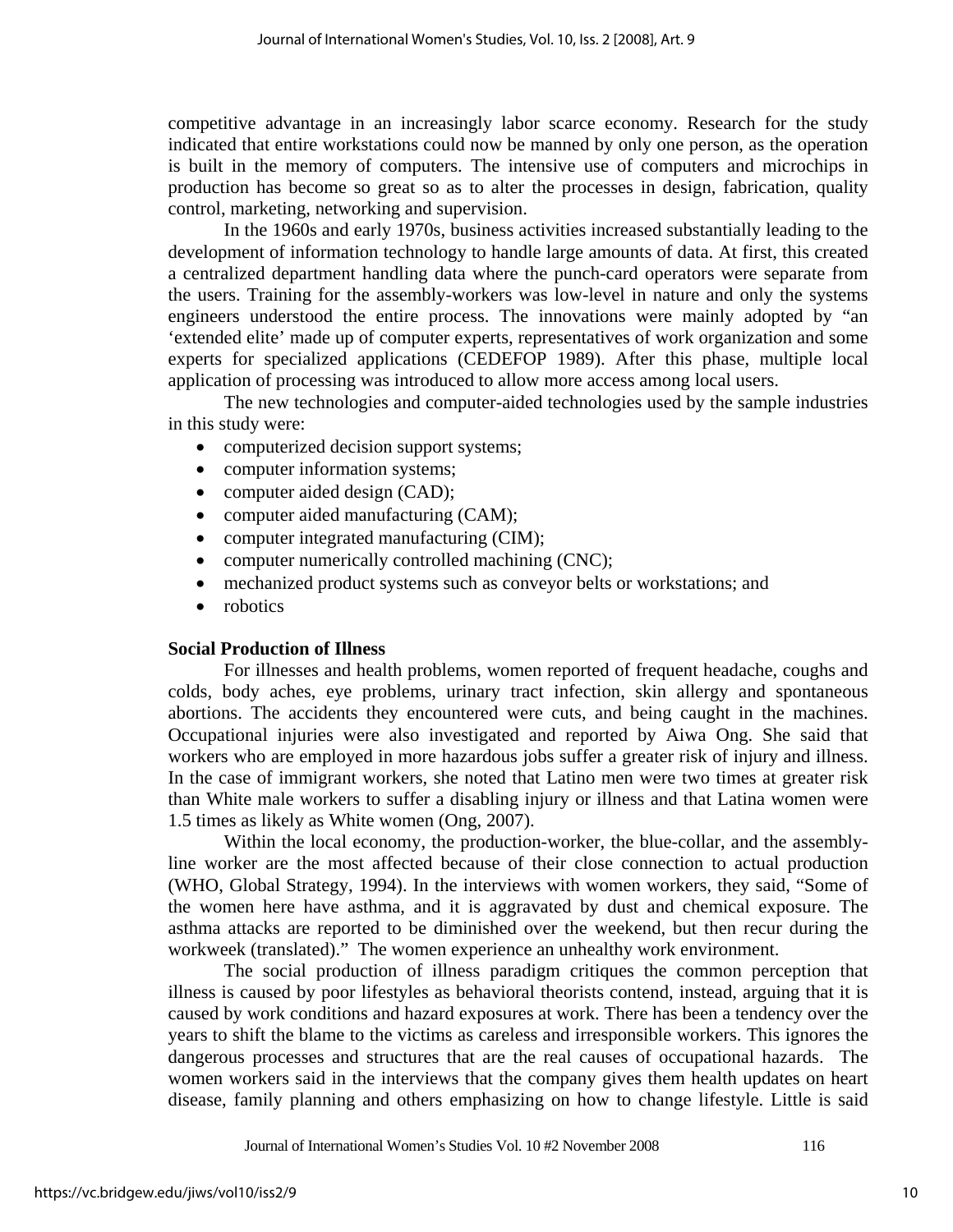competitive advantage in an increasingly labor scarce economy. Research for the study indicated that entire workstations could now be manned by only one person, as the operation is built in the memory of computers. The intensive use of computers and microchips in production has become so great so as to alter the processes in design, fabrication, quality control, marketing, networking and supervision.

In the 1960s and early 1970s, business activities increased substantially leading to the development of information technology to handle large amounts of data. At first, this created a centralized department handling data where the punch-card operators were separate from the users. Training for the assembly-workers was low-level in nature and only the systems engineers understood the entire process. The innovations were mainly adopted by "an 'extended elite' made up of computer experts, representatives of work organization and some experts for specialized applications (CEDEFOP 1989). After this phase, multiple local application of processing was introduced to allow more access among local users.

The new technologies and computer-aided technologies used by the sample industries in this study were:

- computerized decision support systems;
- computer information systems;
- computer aided design (CAD);
- computer aided manufacturing (CAM);
- computer integrated manufacturing (CIM);
- computer numerically controlled machining (CNC);
- mechanized product systems such as conveyor belts or workstations; and
- robotics

**Social Production of Illness**

For illnesses and health problems, women reported of frequent headache, coughs and colds, body aches, eye problems, urinary tract infection, skin allergy and spontaneous abortions. The accidents they encountered were cuts, and being caught in the machines. Occupational injuries were also investigated and reported by Aiwa Ong. She said that workers who are employed in more hazardous jobs suffer a greater risk of injury and illness. In the case of immigrant workers, she noted that Latino men were two times at greater risk than White male workers to suffer a disabling injury or illness and that Latina women were 1.5 times as likely as White women (Ong, 2007).

Within the local economy, the production-worker, the blue-collar, and the assembly-line worker are the most affected because of their close connection to actual production (WHO, Global Strategy, 1994). In the interviews with women workers, they said, "Some of the women here have asthma, and it is aggravated by dust and chemical exposure. The asthma attacks are reported to be diminished over the weekend, but then recur during the workweek (translated)." The women experience an unhealthy work environment.

The social production of illness paradigm critiques the common perception that illness is caused by poor lifestyles as behavioral theorists contend, instead, arguing that it is caused by work conditions and hazard exposures at work. There has been a tendency over the years to shift the blame to the victims as careless and irresponsible workers. This ignores the dangerous processes and structures that are the real causes of occupational hazards. The women workers said in the interviews that the company gives them health updates on heart disease, family planning and others emphasizing on how to change lifestyle. Little is said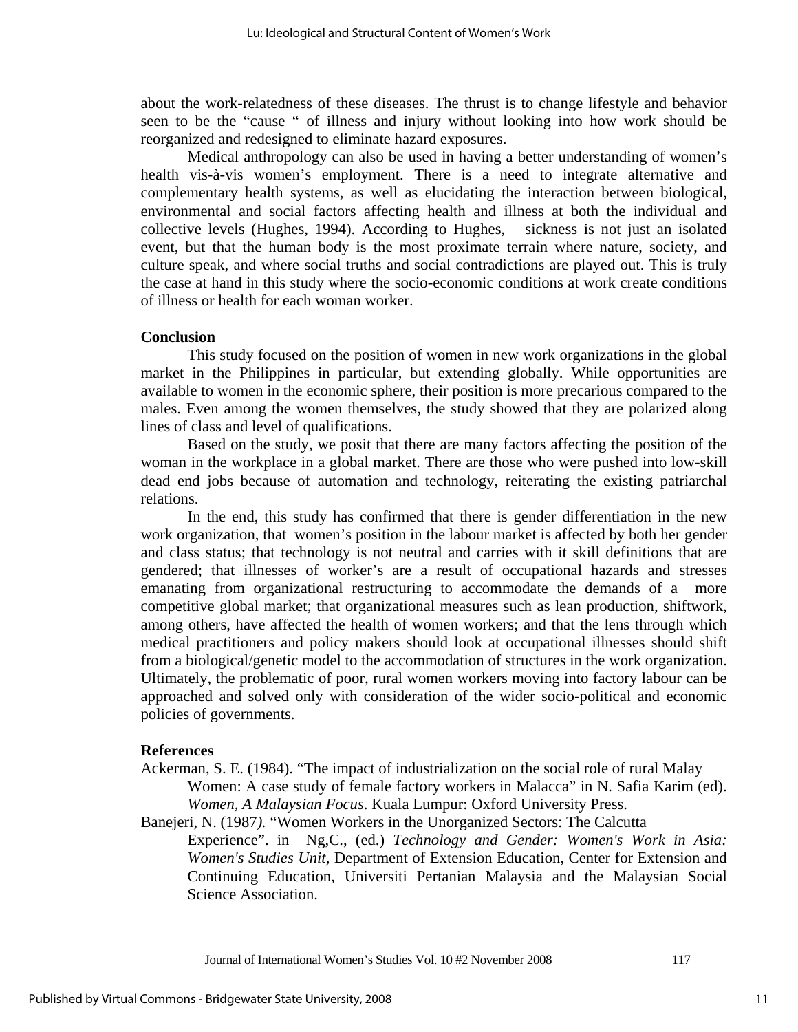about the work-relatedness of these diseases. The thrust is to change lifestyle and behavior seen to be the "cause " of illness and injury without looking into how work should be reorganized and redesigned to eliminate hazard exposures.

Medical anthropology can also be used in having a better understanding of women's health vis-à-vis women's employment. There is a need to integrate alternative and complementary health systems, as well as elucidating the interaction between biological, environmental and social factors affecting health and illness at both the individual and collective levels (Hughes, 1994). According to Hughes, sickness is not just an isolated event, but that the human body is the most proximate terrain where nature, society, and culture speak, and where social truths and social contradictions are played out. This is truly the case at hand in this study where the socio-economic conditions at work create conditions of illness or health for each woman worker.

**Conclusion**

This study focused on the position of women in new work organizations in the global market in the Philippines in particular, but extending globally. While opportunities are available to women in the economic sphere, their position is more precarious compared to the males. Even among the women themselves, the study showed that they are polarized along lines of class and level of qualifications.

Based on the study, we posit that there are many factors affecting the position of the woman in the workplace in a global market. There are those who were pushed into low-skill dead end jobs because of automation and technology, reiterating the existing patriarchal relations.

In the end, this study has confirmed that there is gender differentiation in the new work organization, that women's position in the labour market is affected by both her gender and class status; that technology is not neutral and carries with it skill definitions that are gendered; that illnesses of worker's are a result of occupational hazards and stresses emanating from organizational restructuring to accommodate the demands of a more competitive global market; that organizational measures such as lean production, shiftwork, among others, have affected the health of women workers; and that the lens through which medical practitioners and policy makers should look at occupational illnesses should shift from a biological/genetic model to the accommodation of structures in the work organization. Ultimately, the problematic of poor, rural women workers moving into factory labour can be approached and solved only with consideration of the wider socio-political and economic policies of governments.

**References**

Ackerman, S. E. (1984). "The impact of industrialization on the social role of rural Malay Women: A case study of female factory workers in Malacca" in N. Safia Karim (ed). *Women, A Malaysian Focus*. Kuala Lumpur: Oxford University Press.

Banejeri, N. (1987*).* "Women Workers in the Unorganized Sectors: The Calcutta Experience". in Ng,C., (ed.) *Technology and Gender: Women's Work in Asia: Women's Studies Unit,* Department of Extension Education, Center for Extension and Continuing Education, Universiti Pertanian Malaysia and the Malaysian Social Science Association.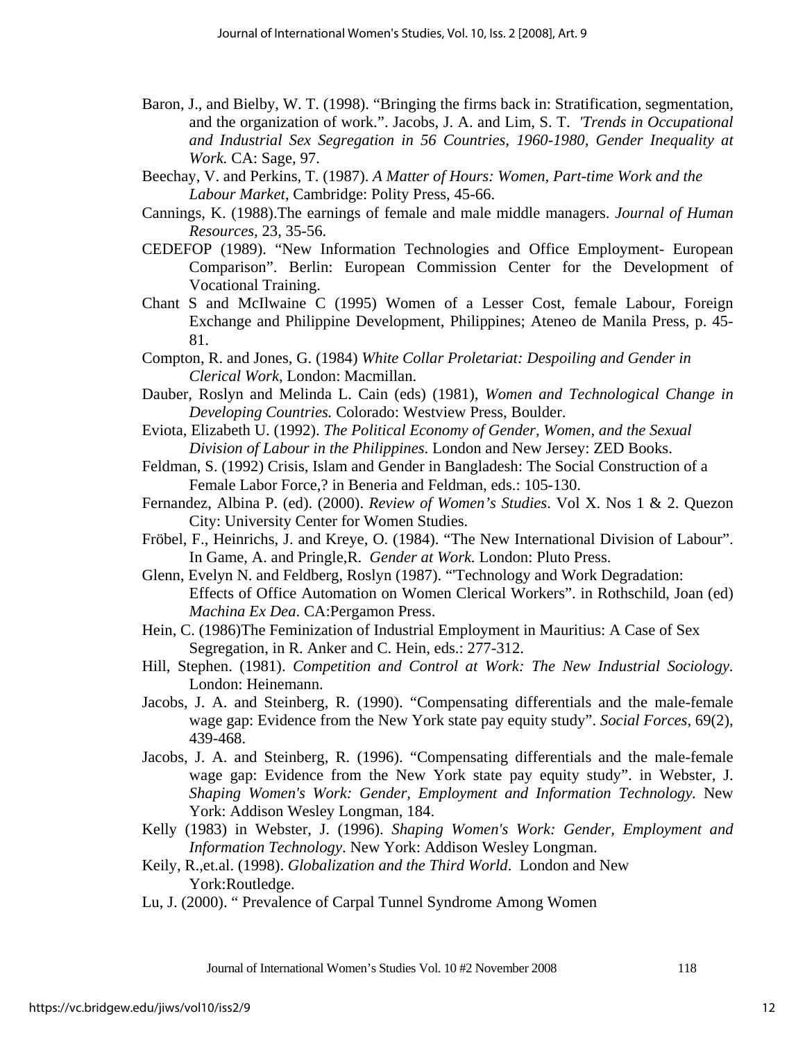Baron, J., and Bielby, W. T. (1998). "Bringing the firms back in: Stratification, segmentation, and the organization of work.". Jacobs, J. A. and Lim, S. T. *'Trends in Occupational and Industrial Sex Segregation in 56 Countries, 1960-1980, Gender Inequality at Work.* CA: Sage, 97.

Beechay, V. and Perkins, T. (1987). *A Matter of Hours: Women, Part-time Work and the Labour Market*, Cambridge: Polity Press, 45-66.

Cannings, K. (1988).The earnings of female and male middle managers. *Journal of Human Resources*, 23, 35-56.

CEDEFOP (1989). "New Information Technologies and Office Employment- European Comparison". Berlin: European Commission Center for the Development of Vocational Training.

Chant S and McIlwaine C (1995) Women of a Lesser Cost, female Labour, Foreign Exchange and Philippine Development, Philippines; Ateneo de Manila Press, p. 45-81.

Compton, R. and Jones, G. (1984) *White Collar Proletariat: Despoiling and Gender in Clerical Work*, London: Macmillan.

Dauber, Roslyn and Melinda L. Cain (eds) (1981), *Women and Technological Change in Developing Countries.* Colorado: Westview Press, Boulder.

Eviota, Elizabeth U. (1992). *The Political Economy of Gender, Women, and the Sexual Division of Labour in the Philippines*. London and New Jersey: ZED Books.

Feldman, S. (1992) Crisis, Islam and Gender in Bangladesh: The Social Construction of a Female Labor Force,? in Beneria and Feldman, eds.: 105-130.

Fernandez, Albina P. (ed). (2000). *Review of Women's Studies*. Vol X. Nos 1 & 2. Quezon City: University Center for Women Studies.

Fröbel, F., Heinrichs, J. and Kreye, O. (1984). "The New International Division of Labour". In Game, A. and Pringle,R. *Gender at Work.* London: Pluto Press.

Glenn, Evelyn N. and Feldberg, Roslyn (1987). "'Technology and Work Degradation: Effects of Office Automation on Women Clerical Workers". in Rothschild, Joan (ed) *Machina Ex Dea*. CA:Pergamon Press.

Hein, C. (1986)The Feminization of Industrial Employment in Mauritius: A Case of Sex Segregation, in R. Anker and C. Hein, eds.: 277-312.

Hill, Stephen. (1981). *Competition and Control at Work: The New Industrial Sociology*. London: Heinemann.

Jacobs, J. A. and Steinberg, R. (1990). "Compensating differentials and the male-female wage gap: Evidence from the New York state pay equity study". *Social Forces*, 69(2), 439-468.

Jacobs, J. A. and Steinberg, R. (1996). "Compensating differentials and the male-female wage gap: Evidence from the New York state pay equity study". in Webster, J. *Shaping Women's Work: Gender, Employment and Information Technology.* New York: Addison Wesley Longman, 184.

Kelly (1983) in Webster, J. (1996). *Shaping Women's Work: Gender, Employment and Information Technology*. New York: Addison Wesley Longman.

Keily, R.,et.al. (1998). *Globalization and the Third World*. London and New York:Routledge.

Lu, J. (2000). " Prevalence of Carpal Tunnel Syndrome Among Women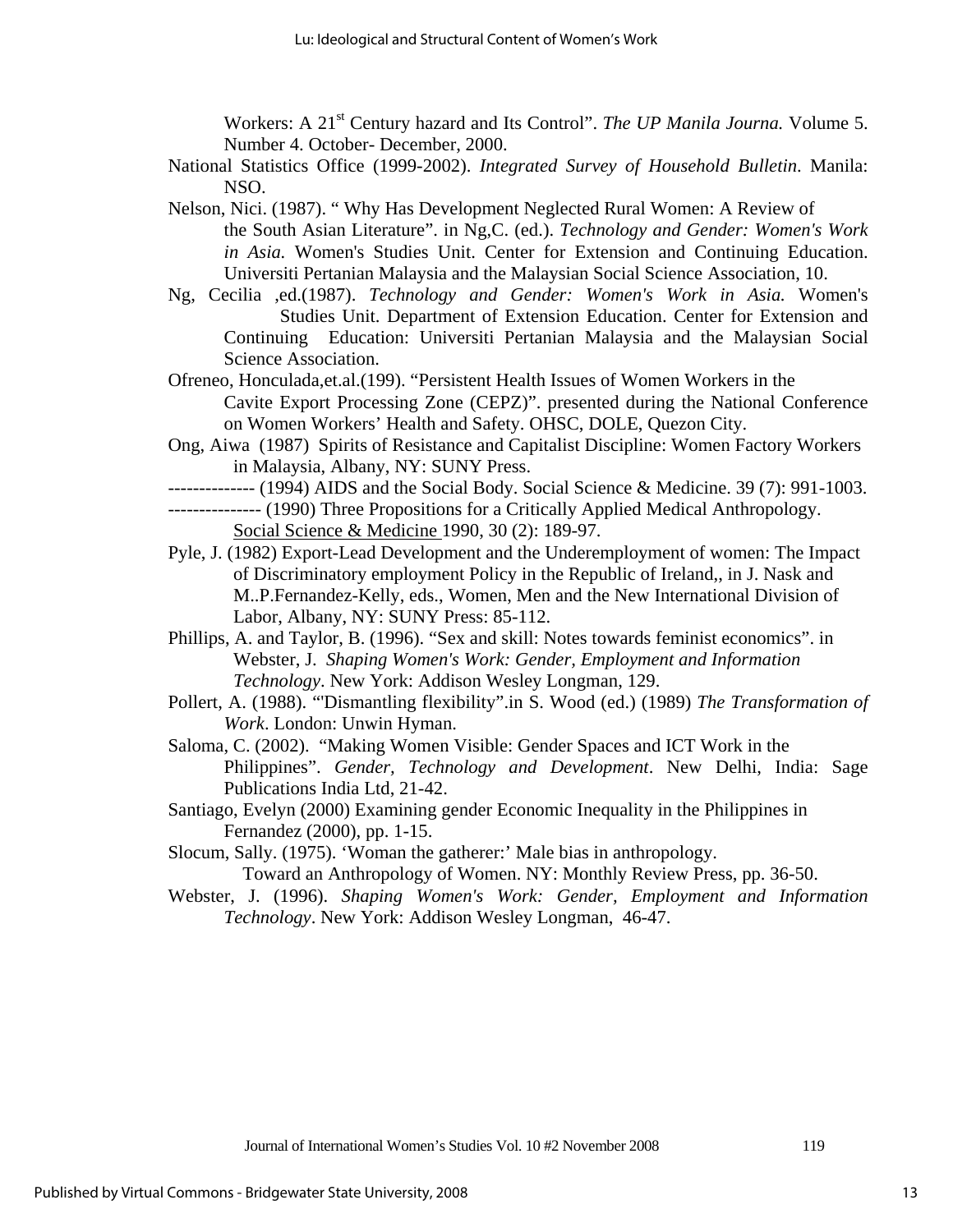Workers: A 21st Century hazard and Its Control". *The UP Manila Journa.* Volume 5. Number 4. October- December, 2000.

National Statistics Office (1999-2002). *Integrated Survey of Household Bulletin*. Manila: NSO.

Nelson, Nici. (1987). " Why Has Development Neglected Rural Women: A Review of the South Asian Literature". in Ng,C. (ed.). *Technology and Gender: Women's Work in Asia.* Women's Studies Unit. Center for Extension and Continuing Education. Universiti Pertanian Malaysia and the Malaysian Social Science Association, 10.

Ng, Cecilia ,ed.(1987). *Technology and Gender: Women's Work in Asia.* Women's Studies Unit. Department of Extension Education. Center for Extension and Continuing Education: Universiti Pertanian Malaysia and the Malaysian Social Science Association.

Ofreneo, Honculada,et.al.(199). "Persistent Health Issues of Women Workers in the Cavite Export Processing Zone (CEPZ)". presented during the National Conference on Women Workers' Health and Safety. OHSC, DOLE, Quezon City.

Ong, Aiwa (1987) Spirits of Resistance and Capitalist Discipline: Women Factory Workers in Malaysia, Albany, NY: SUNY Press.

-------------- (1994) AIDS and the Social Body. Social Science & Medicine. 39 (7): 991-1003.

--------------- (1990) Three Propositions for a Critically Applied Medical Anthropology. Social Science & Medicine 1990, 30 (2): 189-97.

Pyle, J. (1982) Export-Lead Development and the Underemployment of women: The Impact of Discriminatory employment Policy in the Republic of Ireland,, in J. Nask and M..P.Fernandez-Kelly, eds., Women, Men and the New International Division of Labor, Albany, NY: SUNY Press: 85-112.

Phillips, A. and Taylor, B. (1996). "Sex and skill: Notes towards feminist economics". in Webster, J. *Shaping Women's Work: Gender, Employment and Information Technology*. New York: Addison Wesley Longman, 129.

Pollert, A. (1988). "'Dismantling flexibility".in S. Wood (ed.) (1989) *The Transformation of Work*. London: Unwin Hyman.

Saloma, C. (2002). "Making Women Visible: Gender Spaces and ICT Work in the Philippines". *Gender, Technology and Development*. New Delhi, India: Sage Publications India Ltd, 21-42.

Santiago, Evelyn (2000) Examining gender Economic Inequality in the Philippines in Fernandez (2000), pp. 1-15.

Slocum, Sally. (1975). 'Woman the gatherer:' Male bias in anthropology. Toward an Anthropology of Women. NY: Monthly Review Press, pp. 36-50.

Webster, J. (1996). *Shaping Women's Work: Gender, Employment and Information Technology*. New York: Addison Wesley Longman, 46-47.